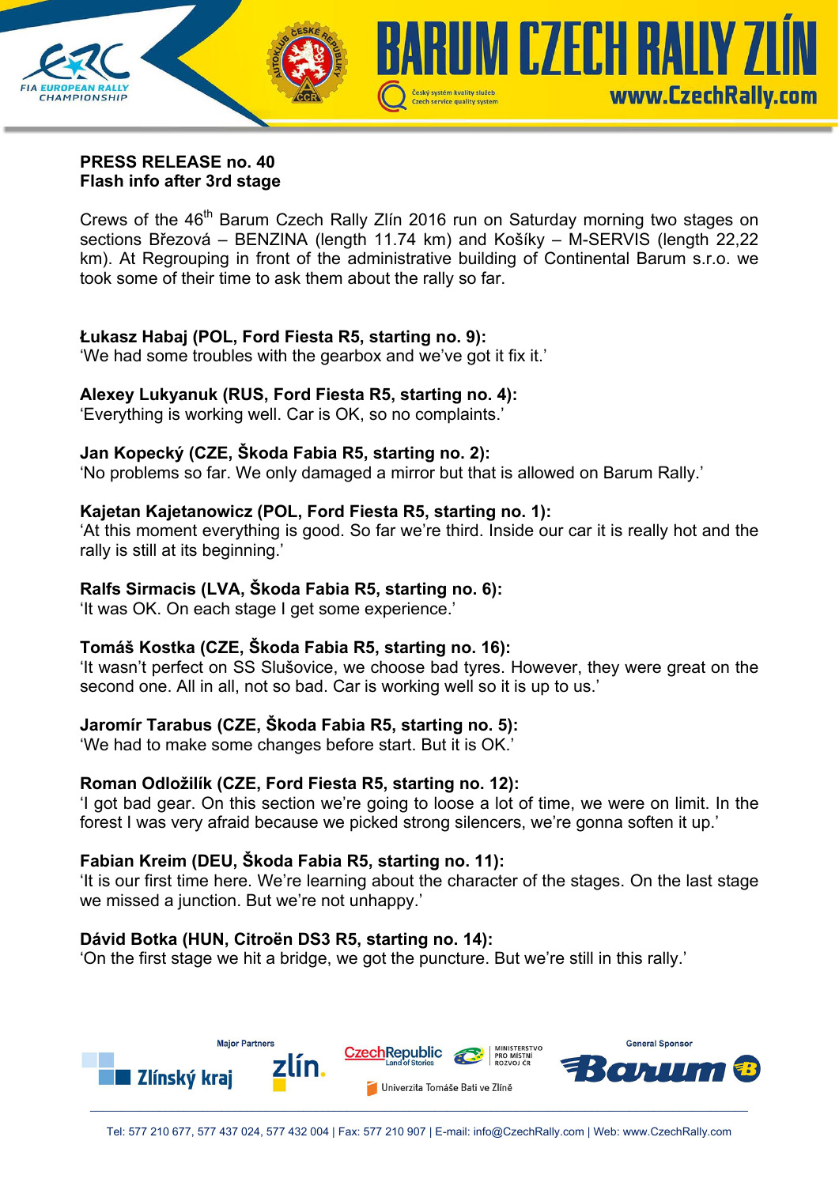**PRESS RELEASE no. 40**
**Flash info after 3rd stage**

Crews of the 46th Barum Czech Rally Zlín 2016 run on Saturday morning two stages on sections Březová – BENZINA (length 11.74 km) and Košíky – M-SERVIS (length 22,22 km). At Regrouping in front of the administrative building of Continental Barum s.r.o. we took some of their time to ask them about the rally so far.

**Łukasz Habaj (POL, Ford Fiesta R5, starting no. 9):**
'We had some troubles with the gearbox and we've got it fix it.'

**Alexey Lukyanuk (RUS, Ford Fiesta R5, starting no. 4):**
'Everything is working well. Car is OK, so no complaints.'

**Jan Kopecký (CZE, Škoda Fabia R5, starting no. 2):**
'No problems so far. We only damaged a mirror but that is allowed on Barum Rally.'

**Kajetan Kajetanowicz (POL, Ford Fiesta R5, starting no. 1):**
'At this moment everything is good. So far we're third. Inside our car it is really hot and the rally is still at its beginning.'

**Ralfs Sirmacis (LVA, Škoda Fabia R5, starting no. 6):**
'It was OK. On each stage I get some experience.'

**Tomáš Kostka (CZE, Škoda Fabia R5, starting no. 16):**
'It wasn't perfect on SS Slušovice, we choose bad tyres. However, they were great on the second one. All in all, not so bad. Car is working well so it is up to us.'

**Jaromír Tarabus (CZE, Škoda Fabia R5, starting no. 5):**
'We had to make some changes before start. But it is OK.'

**Roman Odložilík (CZE, Ford Fiesta R5, starting no. 12):**
'I got bad gear. On this section we're going to loose a lot of time, we were on limit. In the forest I was very afraid because we picked strong silencers, we're gonna soften it up.'

**Fabian Kreim (DEU, Škoda Fabia R5, starting no. 11):**
'It is our first time here. We're learning about the character of the stages. On the last stage we missed a junction. But we're not unhappy.'

**Dávid Botka (HUN, Citroën DS3 R5, starting no. 14):**
'On the first stage we hit a bridge, we got the puncture. But we're still in this rally.'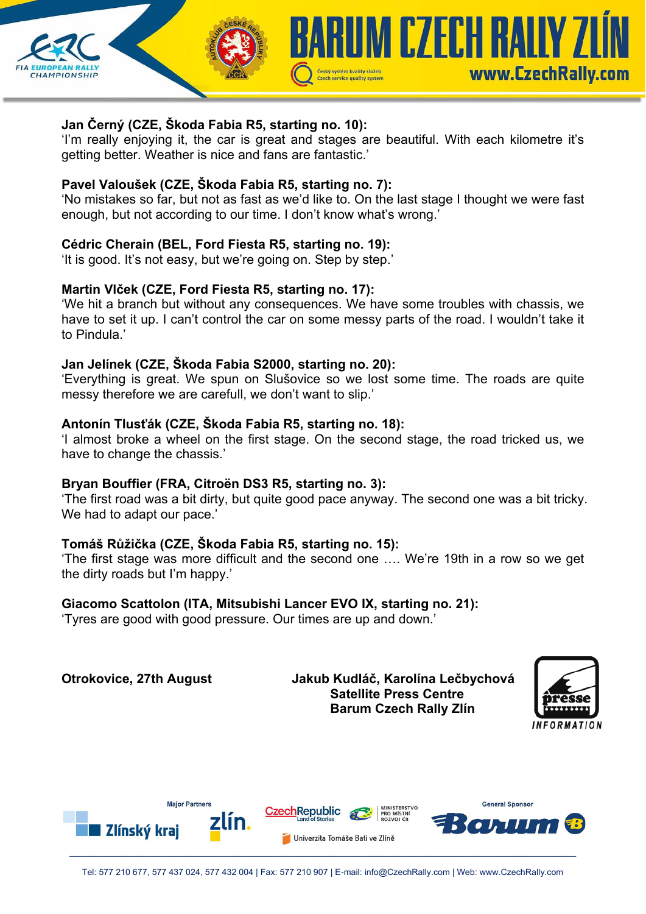**Jan Černý (CZE, Škoda Fabia R5, starting no. 10):**
'I'm really enjoying it, the car is great and stages are beautiful. With each kilometre it's getting better. Weather is nice and fans are fantastic.'

**Pavel Valoušek (CZE, Škoda Fabia R5, starting no. 7):**
'No mistakes so far, but not as fast as we'd like to. On the last stage I thought we were fast enough, but not according to our time. I don't know what's wrong.'

**Cédric Cherain (BEL, Ford Fiesta R5, starting no. 19):**
'It is good. It's not easy, but we're going on. Step by step.'

**Martin Vlček (CZE, Ford Fiesta R5, starting no. 17):**
'We hit a branch but without any consequences. We have some troubles with chassis, we have to set it up. I can't control the car on some messy parts of the road. I wouldn't take it to Pindula.'

**Jan Jelínek (CZE, Škoda Fabia S2000, starting no. 20):**
'Everything is great. We spun on Slušovice so we lost some time. The roads are quite messy therefore we are carefull, we don't want to slip.'

**Antonín Tlusťák (CZE, Škoda Fabia R5, starting no. 18):**
'I almost broke a wheel on the first stage. On the second stage, the road tricked us, we have to change the chassis.'

**Bryan Bouffier (FRA, Citroën DS3 R5, starting no. 3):**
'The first road was a bit dirty, but quite good pace anyway. The second one was a bit tricky. We had to adapt our pace.'

**Tomáš Růžička (CZE, Škoda Fabia R5, starting no. 15):**
'The first stage was more difficult and the second one …. We're 19th in a row so we get the dirty roads but I'm happy.'

**Giacomo Scattolon (ITA, Mitsubishi Lancer EVO IX, starting no. 21):**
'Tyres are good with good pressure. Our times are up and down.'

**Otrokovice, 27th August**

**Jakub Kudláč, Karolína Lečbychová**
**Satellite Press Centre**
**Barum Czech Rally Zlín**

Tel: 577 210 677, 577 437 024, 577 432 004 | Fax: 577 210 907 | E-mail: info@CzechRally.com | Web: www.CzechRally.com